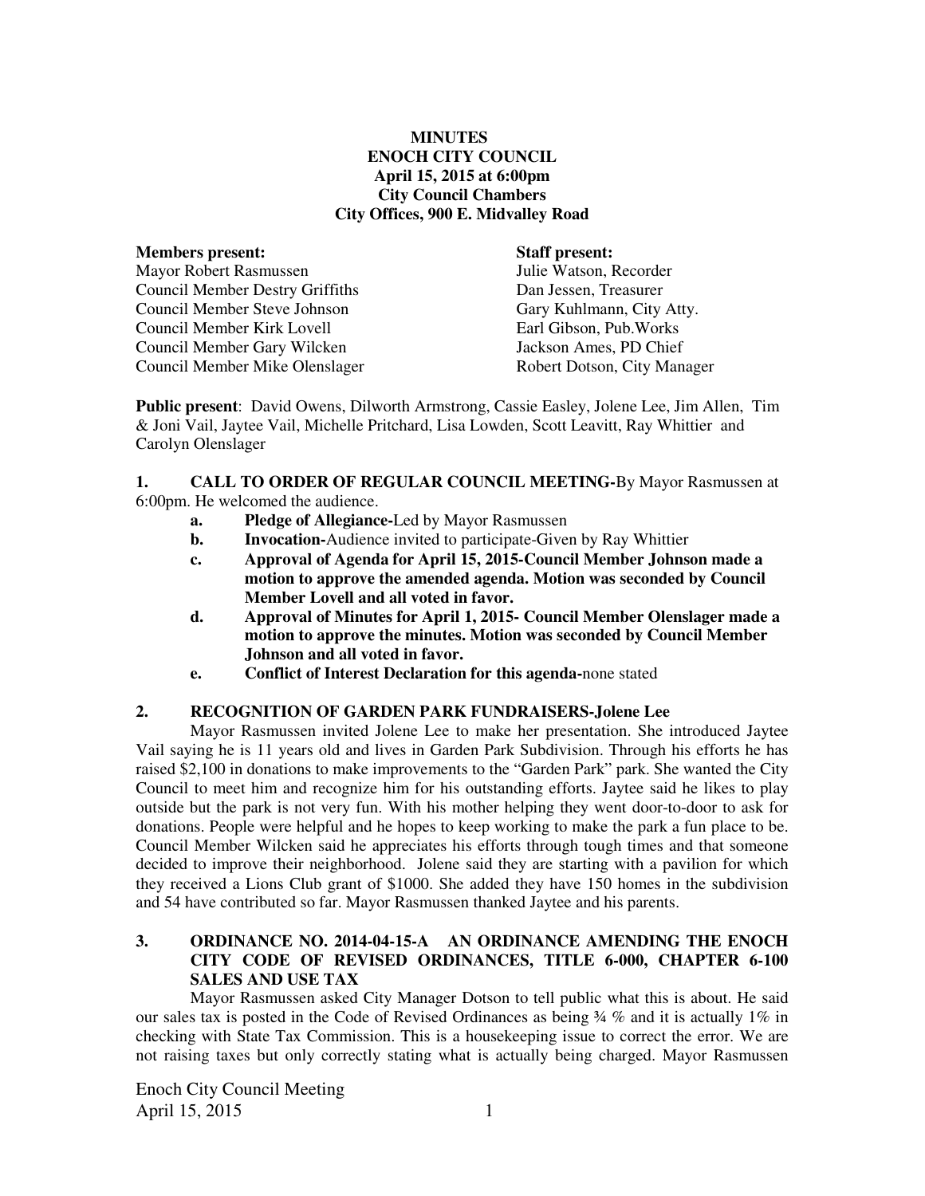**MINUTES**
**ENOCH CITY COUNCIL**
**April 15, 2015 at 6:00pm**
**City Council Chambers**
**City Offices, 900 E. Midvalley Road**

| **Members present:** | **Staff present:** |
|---|---|
| Mayor Robert Rasmussen | Julie Watson, Recorder |
| Council Member Destry Griffiths | Dan Jessen, Treasurer |
| Council Member Steve Johnson | Gary Kuhlmann, City Atty. |
| Council Member Kirk Lovell | Earl Gibson, Pub.Works |
| Council Member Gary Wilcken | Jackson Ames, PD Chief |
| Council Member Mike Olenslager | Robert Dotson, City Manager |

**Public present**: David Owens, Dilworth Armstrong, Cassie Easley, Jolene Lee, Jim Allen, Tim & Joni Vail, Jaytee Vail, Michelle Pritchard, Lisa Lowden, Scott Leavitt, Ray Whittier and Carolyn Olenslager

**1. CALL TO ORDER OF REGULAR COUNCIL MEETING-**By Mayor Rasmussen at 6:00pm. He welcomed the audience.

- **a. Pledge of Allegiance-**Led by Mayor Rasmussen
- **b. Invocation-**Audience invited to participate-Given by Ray Whittier
- **c. Approval of Agenda for April 15, 2015-Council Member Johnson made a motion to approve the amended agenda. Motion was seconded by Council Member Lovell and all voted in favor.**
- **d. Approval of Minutes for April 1, 2015- Council Member Olenslager made a motion to approve the minutes. Motion was seconded by Council Member Johnson and all voted in favor.**
- **e. Conflict of Interest Declaration for this agenda-**none stated

**2. RECOGNITION OF GARDEN PARK FUNDRAISERS-Jolene Lee**

Mayor Rasmussen invited Jolene Lee to make her presentation. She introduced Jaytee Vail saying he is 11 years old and lives in Garden Park Subdivision. Through his efforts he has raised $2,100 in donations to make improvements to the "Garden Park" park. She wanted the City Council to meet him and recognize him for his outstanding efforts. Jaytee said he likes to play outside but the park is not very fun. With his mother helping they went door-to-door to ask for donations. People were helpful and he hopes to keep working to make the park a fun place to be. Council Member Wilcken said he appreciates his efforts through tough times and that someone decided to improve their neighborhood. Jolene said they are starting with a pavilion for which they received a Lions Club grant of $1000. She added they have 150 homes in the subdivision and 54 have contributed so far. Mayor Rasmussen thanked Jaytee and his parents.

**3. ORDINANCE NO. 2014-04-15-A AN ORDINANCE AMENDING THE ENOCH CITY CODE OF REVISED ORDINANCES, TITLE 6-000, CHAPTER 6-100 SALES AND USE TAX**

Mayor Rasmussen asked City Manager Dotson to tell public what this is about. He said our sales tax is posted in the Code of Revised Ordinances as being ¾ % and it is actually 1% in checking with State Tax Commission. This is a housekeeping issue to correct the error. We are not raising taxes but only correctly stating what is actually being charged. Mayor Rasmussen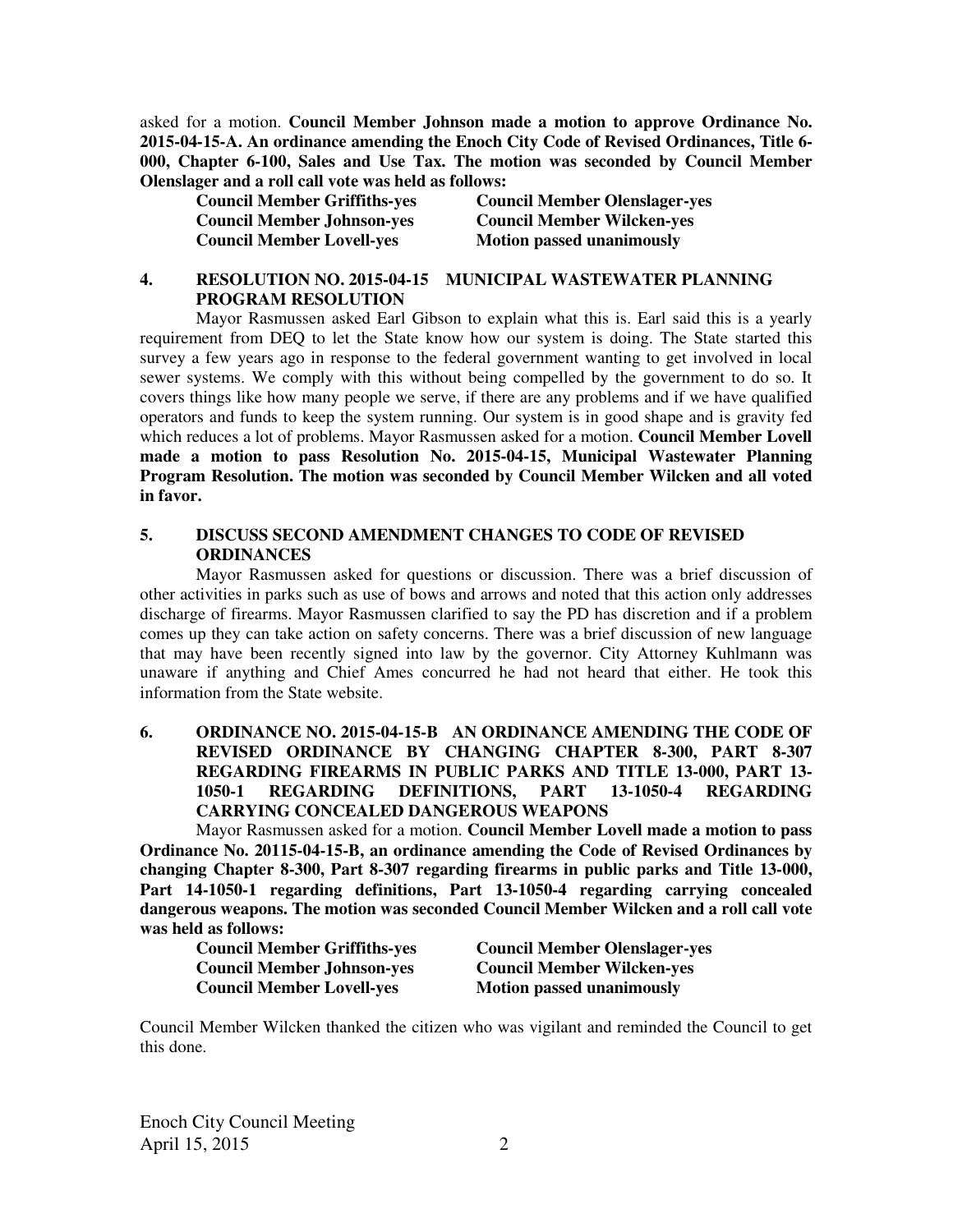asked for a motion. **Council Member Johnson made a motion to approve Ordinance No. 2015-04-15-A. An ordinance amending the Enoch City Code of Revised Ordinances, Title 6-000, Chapter 6-100, Sales and Use Tax. The motion was seconded by Council Member Olenslager and a roll call vote was held as follows:**

| | |
|---|---|
| **Council Member Griffiths-yes** | **Council Member Olenslager-yes** |
| **Council Member Johnson-yes** | **Council Member Wilcken-yes** |
| **Council Member Lovell-yes** | **Motion passed unanimously** |

## 4. RESOLUTION NO. 2015-04-15 MUNICIPAL WASTEWATER PLANNING PROGRAM RESOLUTION

Mayor Rasmussen asked Earl Gibson to explain what this is. Earl said this is a yearly requirement from DEQ to let the State know how our system is doing. The State started this survey a few years ago in response to the federal government wanting to get involved in local sewer systems. We comply with this without being compelled by the government to do so. It covers things like how many people we serve, if there are any problems and if we have qualified operators and funds to keep the system running. Our system is in good shape and is gravity fed which reduces a lot of problems. Mayor Rasmussen asked for a motion. **Council Member Lovell made a motion to pass Resolution No. 2015-04-15, Municipal Wastewater Planning Program Resolution. The motion was seconded by Council Member Wilcken and all voted in favor.**

## 5. DISCUSS SECOND AMENDMENT CHANGES TO CODE OF REVISED ORDINANCES

Mayor Rasmussen asked for questions or discussion. There was a brief discussion of other activities in parks such as use of bows and arrows and noted that this action only addresses discharge of firearms. Mayor Rasmussen clarified to say the PD has discretion and if a problem comes up they can take action on safety concerns. There was a brief discussion of new language that may have been recently signed into law by the governor. City Attorney Kuhlmann was unaware if anything and Chief Ames concurred he had not heard that either. He took this information from the State website.

## 6. ORDINANCE NO. 2015-04-15-B AN ORDINANCE AMENDING THE CODE OF REVISED ORDINANCE BY CHANGING CHAPTER 8-300, PART 8-307 REGARDING FIREARMS IN PUBLIC PARKS AND TITLE 13-000, PART 13-1050-1 REGARDING DEFINITIONS, PART 13-1050-4 REGARDING CARRYING CONCEALED DANGEROUS WEAPONS

Mayor Rasmussen asked for a motion. **Council Member Lovell made a motion to pass Ordinance No. 20115-04-15-B, an ordinance amending the Code of Revised Ordinances by changing Chapter 8-300, Part 8-307 regarding firearms in public parks and Title 13-000, Part 14-1050-1 regarding definitions, Part 13-1050-4 regarding carrying concealed dangerous weapons. The motion was seconded Council Member Wilcken and a roll call vote was held as follows:**

| | |
|---|---|
| **Council Member Griffiths-yes** | **Council Member Olenslager-yes** |
| **Council Member Johnson-yes** | **Council Member Wilcken-yes** |
| **Council Member Lovell-yes** | **Motion passed unanimously** |

Council Member Wilcken thanked the citizen who was vigilant and reminded the Council to get this done.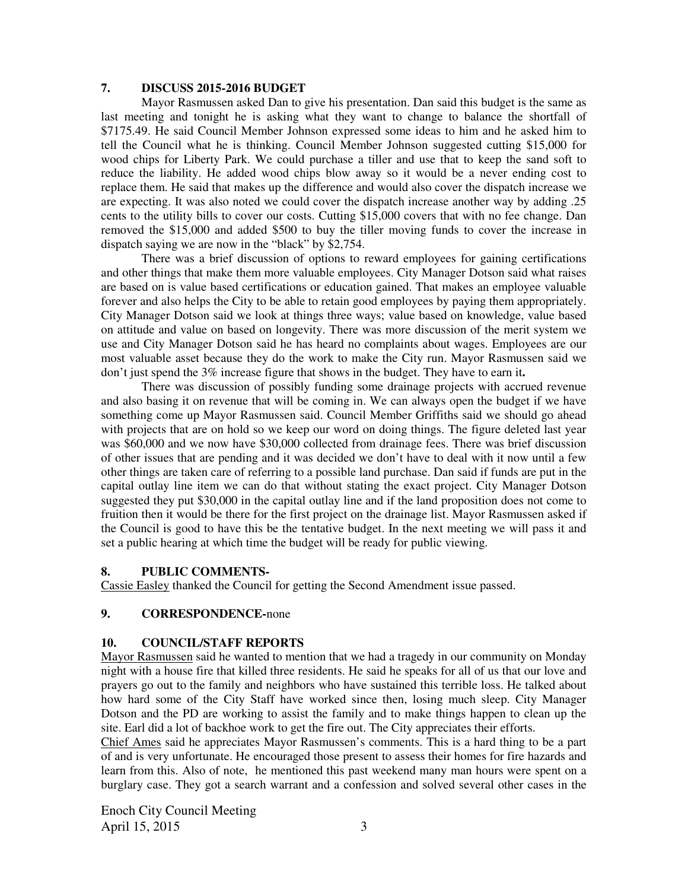## 7. DISCUSS 2015-2016 BUDGET

Mayor Rasmussen asked Dan to give his presentation. Dan said this budget is the same as last meeting and tonight he is asking what they want to change to balance the shortfall of $7175.49. He said Council Member Johnson expressed some ideas to him and he asked him to tell the Council what he is thinking. Council Member Johnson suggested cutting $15,000 for wood chips for Liberty Park. We could purchase a tiller and use that to keep the sand soft to reduce the liability. He added wood chips blow away so it would be a never ending cost to replace them. He said that makes up the difference and would also cover the dispatch increase we are expecting. It was also noted we could cover the dispatch increase another way by adding .25 cents to the utility bills to cover our costs. Cutting $15,000 covers that with no fee change. Dan removed the $15,000 and added $500 to buy the tiller moving funds to cover the increase in dispatch saying we are now in the "black" by $2,754.

There was a brief discussion of options to reward employees for gaining certifications and other things that make them more valuable employees. City Manager Dotson said what raises are based on is value based certifications or education gained. That makes an employee valuable forever and also helps the City to be able to retain good employees by paying them appropriately. City Manager Dotson said we look at things three ways; value based on knowledge, value based on attitude and value on based on longevity. There was more discussion of the merit system we use and City Manager Dotson said he has heard no complaints about wages. Employees are our most valuable asset because they do the work to make the City run. Mayor Rasmussen said we don't just spend the 3% increase figure that shows in the budget. They have to earn it**.**

There was discussion of possibly funding some drainage projects with accrued revenue and also basing it on revenue that will be coming in. We can always open the budget if we have something come up Mayor Rasmussen said. Council Member Griffiths said we should go ahead with projects that are on hold so we keep our word on doing things. The figure deleted last year was $60,000 and we now have $30,000 collected from drainage fees. There was brief discussion of other issues that are pending and it was decided we don't have to deal with it now until a few other things are taken care of referring to a possible land purchase. Dan said if funds are put in the capital outlay line item we can do that without stating the exact project. City Manager Dotson suggested they put $30,000 in the capital outlay line and if the land proposition does not come to fruition then it would be there for the first project on the drainage list. Mayor Rasmussen asked if the Council is good to have this be the tentative budget. In the next meeting we will pass it and set a public hearing at which time the budget will be ready for public viewing.

## 8. PUBLIC COMMENTS-

Cassie Easley thanked the Council for getting the Second Amendment issue passed.

## 9. CORRESPONDENCE-none

## 10. COUNCIL/STAFF REPORTS

Mayor Rasmussen said he wanted to mention that we had a tragedy in our community on Monday night with a house fire that killed three residents. He said he speaks for all of us that our love and prayers go out to the family and neighbors who have sustained this terrible loss. He talked about how hard some of the City Staff have worked since then, losing much sleep. City Manager Dotson and the PD are working to assist the family and to make things happen to clean up the site. Earl did a lot of backhoe work to get the fire out. The City appreciates their efforts.

Chief Ames said he appreciates Mayor Rasmussen's comments. This is a hard thing to be a part of and is very unfortunate. He encouraged those present to assess their homes for fire hazards and learn from this. Also of note, he mentioned this past weekend many man hours were spent on a burglary case. They got a search warrant and a confession and solved several other cases in the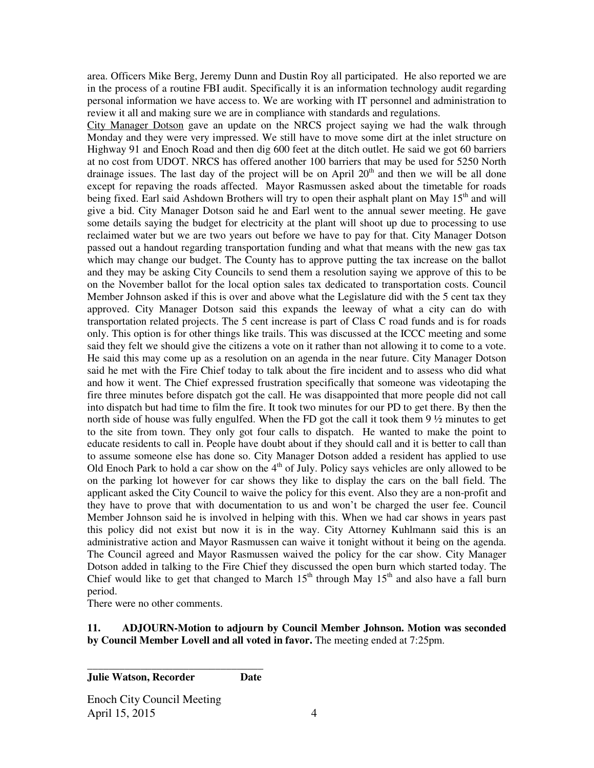area. Officers Mike Berg, Jeremy Dunn and Dustin Roy all participated. He also reported we are in the process of a routine FBI audit. Specifically it is an information technology audit regarding personal information we have access to. We are working with IT personnel and administration to review it all and making sure we are in compliance with standards and regulations.

City Manager Dotson gave an update on the NRCS project saying we had the walk through Monday and they were very impressed. We still have to move some dirt at the inlet structure on Highway 91 and Enoch Road and then dig 600 feet at the ditch outlet. He said we got 60 barriers at no cost from UDOT. NRCS has offered another 100 barriers that may be used for 5250 North drainage issues. The last day of the project will be on April 20th and then we will be all done except for repaving the roads affected. Mayor Rasmussen asked about the timetable for roads being fixed. Earl said Ashdown Brothers will try to open their asphalt plant on May 15th and will give a bid. City Manager Dotson said he and Earl went to the annual sewer meeting. He gave some details saying the budget for electricity at the plant will shoot up due to processing to use reclaimed water but we are two years out before we have to pay for that. City Manager Dotson passed out a handout regarding transportation funding and what that means with the new gas tax which may change our budget. The County has to approve putting the tax increase on the ballot and they may be asking City Councils to send them a resolution saying we approve of this to be on the November ballot for the local option sales tax dedicated to transportation costs. Council Member Johnson asked if this is over and above what the Legislature did with the 5 cent tax they approved. City Manager Dotson said this expands the leeway of what a city can do with transportation related projects. The 5 cent increase is part of Class C road funds and is for roads only. This option is for other things like trails. This was discussed at the ICCC meeting and some said they felt we should give the citizens a vote on it rather than not allowing it to come to a vote. He said this may come up as a resolution on an agenda in the near future. City Manager Dotson said he met with the Fire Chief today to talk about the fire incident and to assess who did what and how it went. The Chief expressed frustration specifically that someone was videotaping the fire three minutes before dispatch got the call. He was disappointed that more people did not call into dispatch but had time to film the fire. It took two minutes for our PD to get there. By then the north side of house was fully engulfed. When the FD got the call it took them 9 ½ minutes to get to the site from town. They only got four calls to dispatch. He wanted to make the point to educate residents to call in. People have doubt about if they should call and it is better to call than to assume someone else has done so. City Manager Dotson added a resident has applied to use Old Enoch Park to hold a car show on the 4th of July. Policy says vehicles are only allowed to be on the parking lot however for car shows they like to display the cars on the ball field. The applicant asked the City Council to waive the policy for this event. Also they are a non-profit and they have to prove that with documentation to us and won't be charged the user fee. Council Member Johnson said he is involved in helping with this. When we had car shows in years past this policy did not exist but now it is in the way. City Attorney Kuhlmann said this is an administrative action and Mayor Rasmussen can waive it tonight without it being on the agenda. The Council agreed and Mayor Rasmussen waived the policy for the car show. City Manager Dotson added in talking to the Fire Chief they discussed the open burn which started today. The Chief would like to get that changed to March 15th through May 15th and also have a fall burn period.

There were no other comments.

**11. ADJOURN-Motion to adjourn by Council Member Johnson. Motion was seconded by Council Member Lovell and all voted in favor.** The meeting ended at 7:25pm.

___________________________________

**Julie Watson, Recorder Date**

Enoch City Council Meeting
April 15, 2015